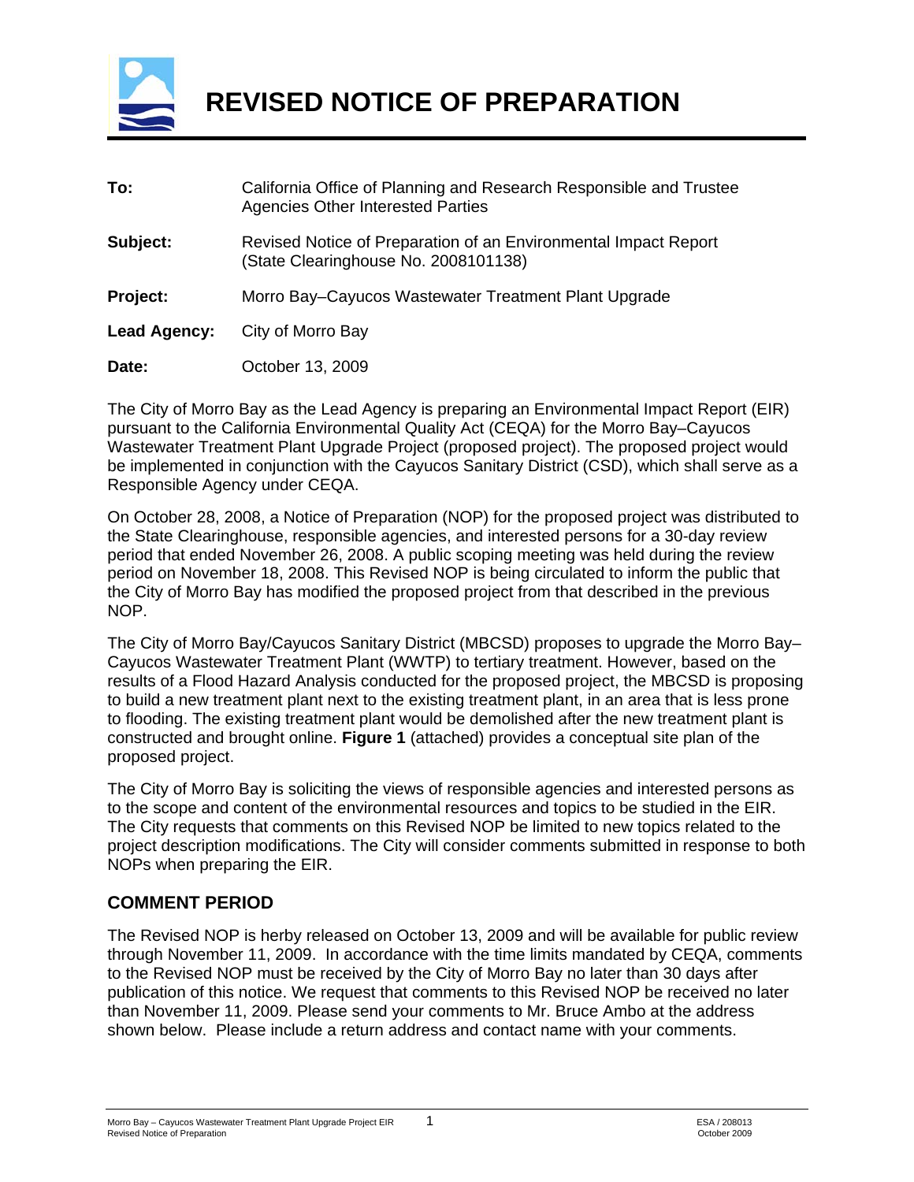# REVISED NOTICE OF PREPARATION

**To:** California Office of Planning and Research Responsible and Trustee Agencies Other Interested Parties

**Subject:** Revised Notice of Preparation of an Environmental Impact Report (State Clearinghouse No. 2008101138)

**Project:** Morro Bay–Cayucos Wastewater Treatment Plant Upgrade

**Lead Agency:** City of Morro Bay

**Date:** October 13, 2009

The City of Morro Bay as the Lead Agency is preparing an Environmental Impact Report (EIR) pursuant to the California Environmental Quality Act (CEQA) for the Morro Bay–Cayucos Wastewater Treatment Plant Upgrade Project (proposed project). The proposed project would be implemented in conjunction with the Cayucos Sanitary District (CSD), which shall serve as a Responsible Agency under CEQA.

On October 28, 2008, a Notice of Preparation (NOP) for the proposed project was distributed to the State Clearinghouse, responsible agencies, and interested persons for a 30-day review period that ended November 26, 2008. A public scoping meeting was held during the review period on November 18, 2008. This Revised NOP is being circulated to inform the public that the City of Morro Bay has modified the proposed project from that described in the previous NOP.

The City of Morro Bay/Cayucos Sanitary District (MBCSD) proposes to upgrade the Morro Bay–Cayucos Wastewater Treatment Plant (WWTP) to tertiary treatment. However, based on the results of a Flood Hazard Analysis conducted for the proposed project, the MBCSD is proposing to build a new treatment plant next to the existing treatment plant, in an area that is less prone to flooding. The existing treatment plant would be demolished after the new treatment plant is constructed and brought online. **Figure 1** (attached) provides a conceptual site plan of the proposed project.

The City of Morro Bay is soliciting the views of responsible agencies and interested persons as to the scope and content of the environmental resources and topics to be studied in the EIR. The City requests that comments on this Revised NOP be limited to new topics related to the project description modifications. The City will consider comments submitted in response to both NOPs when preparing the EIR.

## COMMENT PERIOD

The Revised NOP is herby released on October 13, 2009 and will be available for public review through November 11, 2009. In accordance with the time limits mandated by CEQA, comments to the Revised NOP must be received by the City of Morro Bay no later than 30 days after publication of this notice. We request that comments to this Revised NOP be received no later than November 11, 2009. Please send your comments to Mr. Bruce Ambo at the address shown below. Please include a return address and contact name with your comments.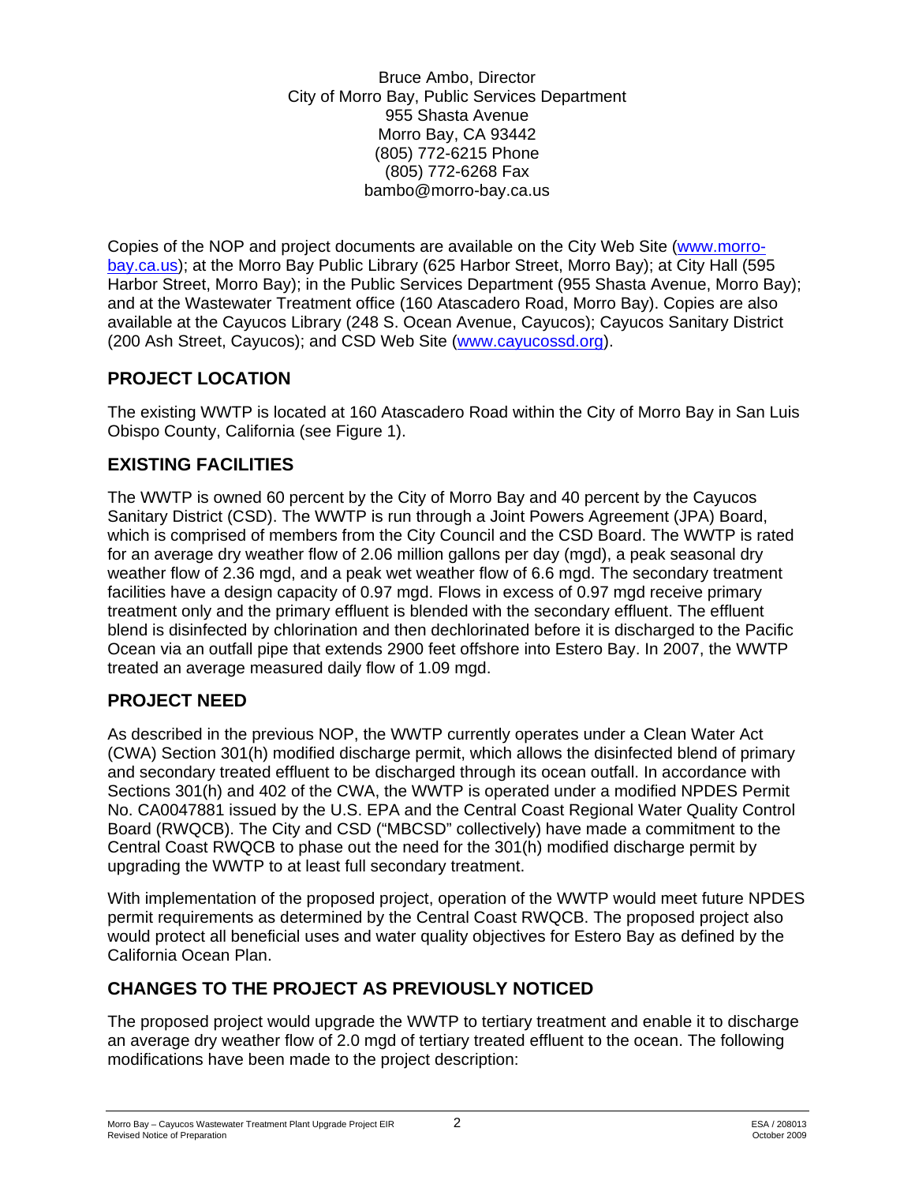Bruce Ambo, Director
City of Morro Bay, Public Services Department
955 Shasta Avenue
Morro Bay, CA 93442
(805) 772-6215 Phone
(805) 772-6268 Fax
bambo@morro-bay.ca.us

Copies of the NOP and project documents are available on the City Web Site (www.morro-bay.ca.us); at the Morro Bay Public Library (625 Harbor Street, Morro Bay); at City Hall (595 Harbor Street, Morro Bay); in the Public Services Department (955 Shasta Avenue, Morro Bay); and at the Wastewater Treatment office (160 Atascadero Road, Morro Bay). Copies are also available at the Cayucos Library (248 S. Ocean Avenue, Cayucos); Cayucos Sanitary District (200 Ash Street, Cayucos); and CSD Web Site (www.cayucossd.org).

## PROJECT LOCATION

The existing WWTP is located at 160 Atascadero Road within the City of Morro Bay in San Luis Obispo County, California (see Figure 1).

## EXISTING FACILITIES

The WWTP is owned 60 percent by the City of Morro Bay and 40 percent by the Cayucos Sanitary District (CSD). The WWTP is run through a Joint Powers Agreement (JPA) Board, which is comprised of members from the City Council and the CSD Board. The WWTP is rated for an average dry weather flow of 2.06 million gallons per day (mgd), a peak seasonal dry weather flow of 2.36 mgd, and a peak wet weather flow of 6.6 mgd. The secondary treatment facilities have a design capacity of 0.97 mgd. Flows in excess of 0.97 mgd receive primary treatment only and the primary effluent is blended with the secondary effluent. The effluent blend is disinfected by chlorination and then dechlorinated before it is discharged to the Pacific Ocean via an outfall pipe that extends 2900 feet offshore into Estero Bay. In 2007, the WWTP treated an average measured daily flow of 1.09 mgd.

## PROJECT NEED

As described in the previous NOP, the WWTP currently operates under a Clean Water Act (CWA) Section 301(h) modified discharge permit, which allows the disinfected blend of primary and secondary treated effluent to be discharged through its ocean outfall. In accordance with Sections 301(h) and 402 of the CWA, the WWTP is operated under a modified NPDES Permit No. CA0047881 issued by the U.S. EPA and the Central Coast Regional Water Quality Control Board (RWQCB). The City and CSD ("MBCSD" collectively) have made a commitment to the Central Coast RWQCB to phase out the need for the 301(h) modified discharge permit by upgrading the WWTP to at least full secondary treatment.

With implementation of the proposed project, operation of the WWTP would meet future NPDES permit requirements as determined by the Central Coast RWQCB. The proposed project also would protect all beneficial uses and water quality objectives for Estero Bay as defined by the California Ocean Plan.

## CHANGES TO THE PROJECT AS PREVIOUSLY NOTICED

The proposed project would upgrade the WWTP to tertiary treatment and enable it to discharge an average dry weather flow of 2.0 mgd of tertiary treated effluent to the ocean. The following modifications have been made to the project description: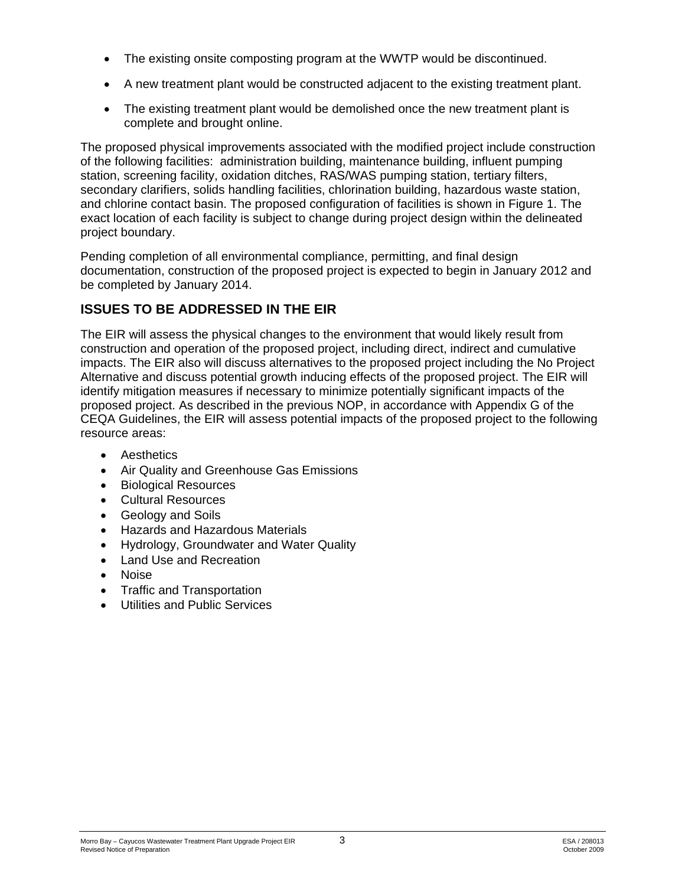- The existing onsite composting program at the WWTP would be discontinued.
- A new treatment plant would be constructed adjacent to the existing treatment plant.
- The existing treatment plant would be demolished once the new treatment plant is complete and brought online.

The proposed physical improvements associated with the modified project include construction of the following facilities: administration building, maintenance building, influent pumping station, screening facility, oxidation ditches, RAS/WAS pumping station, tertiary filters, secondary clarifiers, solids handling facilities, chlorination building, hazardous waste station, and chlorine contact basin. The proposed configuration of facilities is shown in Figure 1. The exact location of each facility is subject to change during project design within the delineated project boundary.

Pending completion of all environmental compliance, permitting, and final design documentation, construction of the proposed project is expected to begin in January 2012 and be completed by January 2014.

## ISSUES TO BE ADDRESSED IN THE EIR

The EIR will assess the physical changes to the environment that would likely result from construction and operation of the proposed project, including direct, indirect and cumulative impacts. The EIR also will discuss alternatives to the proposed project including the No Project Alternative and discuss potential growth inducing effects of the proposed project. The EIR will identify mitigation measures if necessary to minimize potentially significant impacts of the proposed project. As described in the previous NOP, in accordance with Appendix G of the CEQA Guidelines, the EIR will assess potential impacts of the proposed project to the following resource areas:

- Aesthetics
- Air Quality and Greenhouse Gas Emissions
- Biological Resources
- Cultural Resources
- Geology and Soils
- Hazards and Hazardous Materials
- Hydrology, Groundwater and Water Quality
- Land Use and Recreation
- Noise
- Traffic and Transportation
- Utilities and Public Services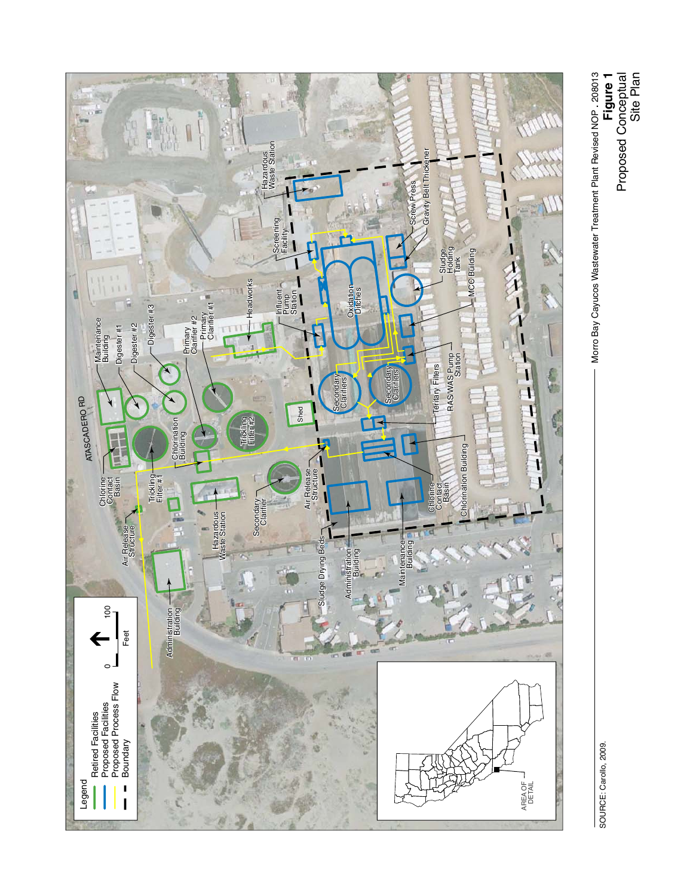Legend

Retired Facilities

Proposed Facilities

Proposed Process Flow

Boundary

0 100

Feet

ATASCADERO RD

Maintenance Building

Digester #1

Digester #2

Digester #3

Primary Clarifier #2

Primary Clarifier #1

Headworks

Chlorine Contact Basin

Trickling Filter #1

Chlorination Building

Trickling Filter #2

Shed

Air Release Structure

Hazardous Waste Station

Secondary Clarifier

Administration Building

Hazardous Waste Station

Screening Facility

Influent Pump Station

Oxidation Ditches

Secondary Clarifiers

Secondary Clarifiers

Screw Press

Gravity Belt Thickener

Sludge Holding Tank

MCC Building

Tertiary Filters

RAS/WAS Pump Station

Air Release Structure

Chlorine Contact Basin

Chlorination Building

Sludge Drying Beds

Administration Building

Maintenance Building

AREA OF DETAIL

SOURCE: Carollo, 2009.

Morro Bay Cayucos Wastewater Treatment Plant Revised NOP . 208013

**Figure 1**

Proposed Conceptual Site Plan